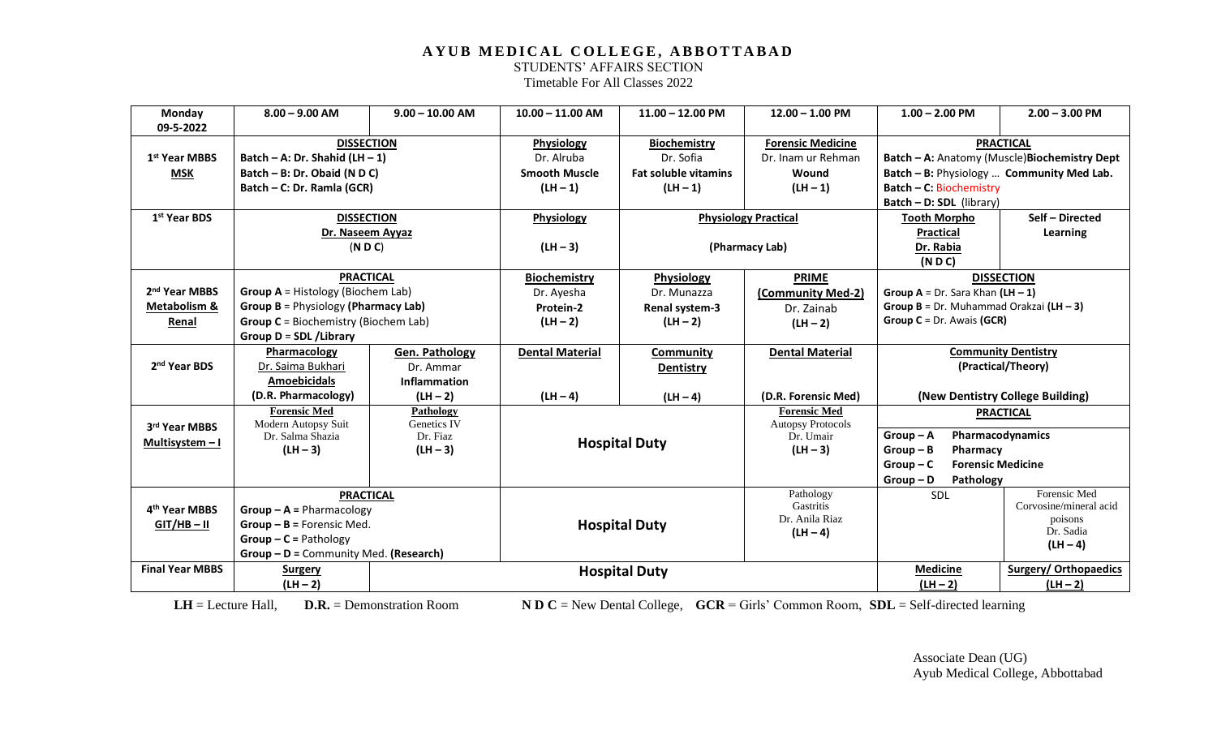# AYUB MEDICAL COLLEGE, ABBOTTABAD

STUDENTS' AFFAIRS SECTION

Timetable For All Classes 2022

| Monday 09-5-2022 | 8.00 – 9.00 AM | 9.00 – 10.00 AM | 10.00 – 11.00 AM | 11.00 – 12.00 PM | 12.00 – 1.00 PM | 1.00 – 2.00 PM | 2.00 – 3.00 PM |
|---|---|---|---|---|---|---|---|
| 1st Year MBBS **MSK** | **DISSECTION** Batch – A: Dr. Shahid (LH – 1) Batch – B: Dr. Obaid (N D C) Batch – C: Dr. Ramla (GCR) | | **Physiology** Dr. Alruba **Smooth Muscle** (LH – 1) | **Biochemistry** Dr. Sofia **Fat soluble vitamins** (LH – 1) | **Forensic Medicine** Dr. Inam ur Rehman **Wound** (LH – 1) | **PRACTICAL** Batch – A: Anatomy (Muscle) **Biochemistry Dept** Batch – B: Physiology … **Community Med Lab.** Batch – C: Biochemistry Batch – D: SDL (library) | |
| 1st Year BDS | **DISSECTION** Dr. Naseem Ayyaz (N D C) | | **Physiology** (LH – 3) | **Physiology Practical** (Pharmacy Lab) | | **Tooth Morpho Practical** Dr. Rabia (N D C) | **Self – Directed Learning** |
| 2nd Year MBBS **Metabolism & Renal** | **PRACTICAL** Group A = Histology (Biochem Lab) Group B = Physiology **(Pharmacy Lab)** Group C = Biochemistry (Biochem Lab) Group D = SDL /Library | | **Biochemistry** Dr. Ayesha **Protein-2** (LH – 2) | **Physiology** Dr. Munazza **Renal system-3** (LH – 2) | **PRIME (Community Med-2)** Dr. Zainab (LH – 2) | **DISSECTION** Group A = Dr. Sara Khan **(LH – 1)** Group B = Dr. Muhammad Orakzai **(LH – 3)** Group C = Dr. Awais **(GCR)** | |
| 2nd Year BDS | **Pharmacology** Dr. Saima Bukhari **Amoebicidals** (D.R. Pharmacology) | **Gen. Pathology** Dr. Ammar **Inflammation** (LH – 2) | **Dental Material** (LH – 4) | **Community Dentistry** (LH – 4) | **Dental Material** (D.R. Forensic Med) | **Community Dentistry (Practical/Theory)** (New Dentistry College Building) | |
| 3rd Year MBBS **Multisystem – I** | **Forensic Med** Modern Autopsy Suit Dr. Salma Shazia (LH – 3) | **Pathology** Genetics IV Dr. Fiaz (LH – 3) | **Hospital Duty** | | **Forensic Med** Autopsy Protocols Dr. Umair (LH – 3) | **PRACTICAL** Group – A Pharmacodynamics Group – B Pharmacy Group – C Forensic Medicine Group – D Pathology | |
| 4th Year MBBS **GIT/HB – II** | **PRACTICAL** Group – A = Pharmacology Group – B = Forensic Med. Group – C = Pathology Group – D = Community Med. **(Research)** | | **Hospital Duty** | | Pathology Gastritis Dr. Anila Riaz (LH – 4) | SDL | Forensic Med Corvosine/mineral acid poisons Dr. Sadia (LH – 4) |
| **Final Year MBBS** | **Surgery** (LH – 2) | **Hospital Duty** | | | | **Medicine** (LH – 2) | **Surgery/ Orthopaedics** (LH – 2) |

**LH** = Lecture Hall, **D.R.** = Demonstration Room **N D C** = New Dental College, **GCR** = Girls' Common Room, **SDL** = Self-directed learning

Associate Dean (UG)
Ayub Medical College, Abbottabad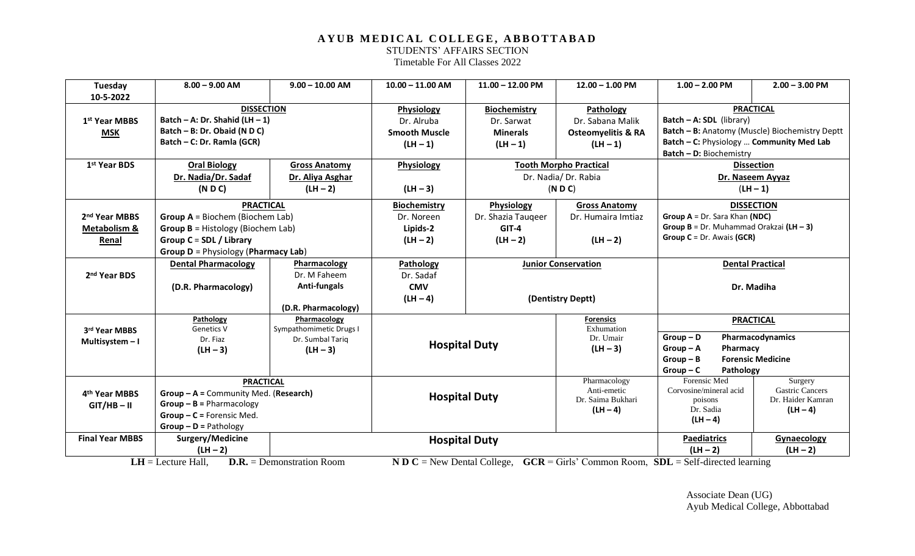**AYUB MEDICAL COLLEGE, ABBOTTABAD**

STUDENTS' AFFAIRS SECTION

Timetable For All Classes 2022

| Tuesday 10-5-2022 | 8.00 – 9.00 AM | 9.00 – 10.00 AM | 10.00 – 11.00 AM | 11.00 – 12.00 PM | 12.00 – 1.00 PM | 1.00 – 2.00 PM | 2.00 – 3.00 PM |
|---|---|---|---|---|---|---|---|
| 1st Year MBBS **MSK** | **DISSECTION** Batch – A: Dr. Shahid (LH – 1) Batch – B: Dr. Obaid (N D C) Batch – C: Dr. Ramla (GCR) | | **Physiology** Dr. Alruba **Smooth Muscle** (LH – 1) | **Biochemistry** Dr. Sarwat **Minerals** (LH – 1) | **Pathology** Dr. Sabana Malik **Osteomyelitis & RA** (LH – 1) | **PRACTICAL** Batch – A: SDL (library) Batch – B: Anatomy (Muscle) Biochemistry Deptt Batch – C: Physiology … Community Med Lab Batch – D: Biochemistry | |
| 1st Year BDS | **Oral Biology** Dr. Nadia/Dr. Sadaf (N D C) | **Gross Anatomy** Dr. Aliya Asghar (LH – 2) | **Physiology** (LH – 3) | **Tooth Morpho Practical** Dr. Nadia/ Dr. Rabia (N D C) | | **Dissection** Dr. Naseem Ayyaz (LH – 1) | |
| 2nd Year MBBS **Metabolism & Renal** | **PRACTICAL** Group A = Biochem (Biochem Lab) Group B = Histology (Biochem Lab) Group C = SDL / Library Group D = Physiology (Pharmacy Lab) | | **Biochemistry** Dr. Noreen Lipids-2 (LH – 2) | **Physiology** Dr. Shazia Tauqeer GIT-4 (LH – 2) | **Gross Anatomy** Dr. Humaira Imtiaz (LH – 2) | **DISSECTION** Group A = Dr. Sara Khan (NDC) Group B = Dr. Muhammad Orakzai (LH – 3) Group C = Dr. Awais (GCR) | |
| 2nd Year BDS | **Dental Pharmacology** (D.R. Pharmacology) | **Pharmacology** Dr. M Faheem **Anti-fungals** (D.R. Pharmacology) | **Pathology** Dr. Sadaf **CMV** (LH – 4) | **Junior Conservation** (Dentistry Deptt) | | **Dental Practical** Dr. Madiha | |
| 3rd Year MBBS Multisystem – I | **Pathology** Genetics V Dr. Fiaz (LH – 3) | **Pharmacology** Sympathomimetic Drugs I Dr. Sumbal Tariq (LH – 3) | **Hospital Duty** | | **Forensics** Exhumation Dr. Umair (LH – 3) | **PRACTICAL** Group – D Pharmacodynamics Group – A Pharmacy Group – B Forensic Medicine Group – C Pathology | |
| 4th Year MBBS GIT/HB – II | **PRACTICAL** Group – A = Community Med. (Research) Group – B = Pharmacology Group – C = Forensic Med. Group – D = Pathology | | **Hospital Duty** | | Pharmacology Anti-emetic Dr. Saima Bukhari (LH – 4) | Forensic Med Corvosine/mineral acid poisons Dr. Sadia (LH – 4) | Surgery Gastric Cancers Dr. Haider Kamran (LH – 4) |
| **Final Year MBBS** | **Surgery/Medicine** (LH – 2) | **Hospital Duty** | | | | **Paediatrics** (LH – 2) | **Gynaecology** (LH – 2) |

**LH** = Lecture Hall, **D.R.** = Demonstration Room **N D C** = New Dental College, **GCR** = Girls' Common Room, **SDL** = Self-directed learning

Associate Dean (UG)
Ayub Medical College, Abbottabad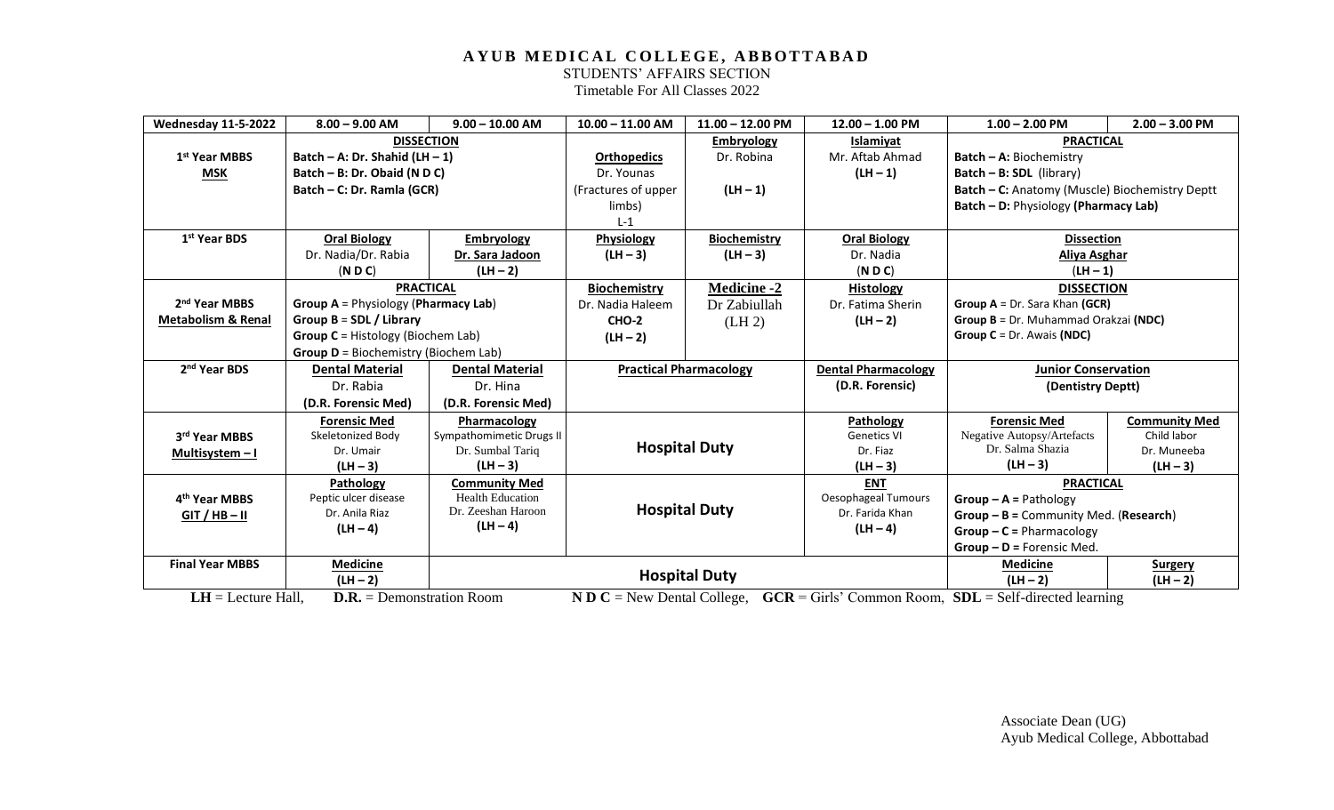# AYUB MEDICAL COLLEGE, ABBOTTABAD

STUDENTS' AFFAIRS SECTION

Timetable For All Classes 2022

| Wednesday 11-5-2022 | 8.00 – 9.00 AM | 9.00 – 10.00 AM | 10.00 – 11.00 AM | 11.00 – 12.00 PM | 12.00 – 1.00 PM | 1.00 – 2.00 PM | 2.00 – 3.00 PM |
|---|---|---|---|---|---|---|---|
| 1st Year MBBS **MSK** | **DISSECTION** **Batch – A: Dr. Shahid (LH – 1)** **Batch – B: Dr. Obaid (N D C)** **Batch – C: Dr. Ramla (GCR)** | | **Orthopedics** Dr. Younas (Fractures of upper limbs) L-1 | **Embryology** Dr. Robina **(LH – 1)** | **Islamiyat** Mr. Aftab Ahmad **(LH – 1)** | **PRACTICAL** **Batch – A:** Biochemistry **Batch – B: SDL** (library) **Batch – C:** Anatomy (Muscle) Biochemistry Deptt **Batch – D:** Physiology **(Pharmacy Lab)** | |
| 1st Year BDS | **Oral Biology** Dr. Nadia/Dr. Rabia (**N D C**) | **Embryology** **Dr. Sara Jadoon** **(LH – 2)** | **Physiology** **(LH – 3)** | **Biochemistry** **(LH – 3)** | **Oral Biology** Dr. Nadia (**N D C**) | **Dissection** **Aliya Asghar** (LH – 1) | |
| 2nd Year MBBS **Metabolism & Renal** | **PRACTICAL** **Group A** = Physiology (**Pharmacy Lab**) **Group B = SDL / Library** **Group C** = Histology (Biochem Lab) **Group D** = Biochemistry (Biochem Lab) | | **Biochemistry** Dr. Nadia Haleem **CHO-2** **(LH – 2)** | **Medicine -2** Dr Zabiullah (LH 2) | **Histology** Dr. Fatima Sherin **(LH – 2)** | **DISSECTION** **Group A** = Dr. Sara Khan **(GCR)** **Group B** = Dr. Muhammad Orakzai **(NDC)** **Group C** = Dr. Awais **(NDC)** | |
| 2nd Year BDS | **Dental Material** Dr. Rabia **(D.R. Forensic Med)** | **Dental Material** Dr. Hina **(D.R. Forensic Med)** | **Practical Pharmacology** | | **Dental Pharmacology** **(D.R. Forensic)** | **Junior Conservation** **(Dentistry Deptt)** | |
| 3rd Year MBBS **Multisystem – I** | **Forensic Med** Skeletonized Body Dr. Umair **(LH – 3)** | **Pharmacology** Sympathomimetic Drugs II Dr. Sumbal Tariq **(LH – 3)** | **Hospital Duty** | | **Pathology** Genetics VI Dr. Fiaz **(LH – 3)** | **Forensic Med** Negative Autopsy/Artefacts Dr. Salma Shazia **(LH – 3)** | **Community Med** Child labor Dr. Muneeba **(LH – 3)** |
| 4th Year MBBS **GIT / HB – II** | **Pathology** Peptic ulcer disease Dr. Anila Riaz **(LH – 4)** | **Community Med** Health Education Dr. Zeeshan Haroon **(LH – 4)** | **Hospital Duty** | | **ENT** Oesophageal Tumours Dr. Farida Khan **(LH – 4)** | **PRACTICAL** **Group – A =** Pathology **Group – B =** Community Med. (**Research**) **Group – C =** Pharmacology **Group – D =** Forensic Med. | |
| **Final Year MBBS** | **Medicine** **(LH – 2)** | **Hospital Duty** | | | | **Medicine** **(LH – 2)** | **Surgery** **(LH – 2)** |

**LH** = Lecture Hall, **D.R.** = Demonstration Room **N D C** = New Dental College, **GCR** = Girls' Common Room, **SDL** = Self-directed learning

Associate Dean (UG)
Ayub Medical College, Abbottabad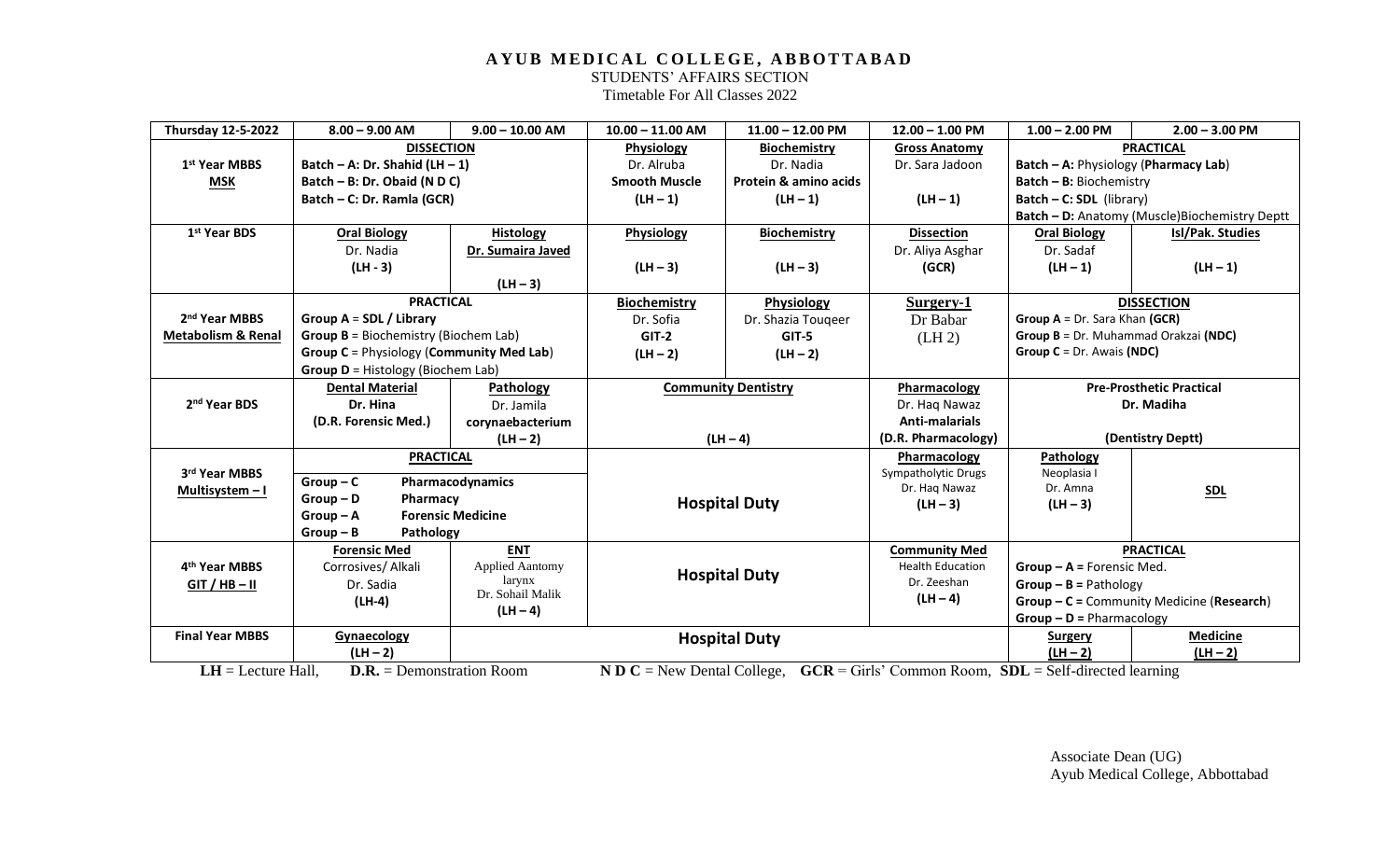**AYUB MEDICAL COLLEGE, ABBOTTABAD**

STUDENTS' AFFAIRS SECTION

Timetable For All Classes 2022

| Thursday 12-5-2022 | 8.00 – 9.00 AM | 9.00 – 10.00 AM | 10.00 – 11.00 AM | 11.00 – 12.00 PM | 12.00 – 1.00 PM | 1.00 – 2.00 PM | 2.00 – 3.00 PM |
|---|---|---|---|---|---|---|---|
| 1st Year MBBS **MSK** | **DISSECTION** Batch – A: Dr. Shahid (LH – 1) Batch – B: Dr. Obaid (N D C) Batch – C: Dr. Ramla (GCR) | | **Physiology** Dr. Alruba **Smooth Muscle** (LH – 1) | **Biochemistry** Dr. Nadia **Protein & amino acids** (LH – 1) | **Gross Anatomy** Dr. Sara Jadoon (LH – 1) | **PRACTICAL** Batch – A: Physiology (**Pharmacy Lab**) Batch – B: Biochemistry Batch – C: SDL (library) Batch – D: Anatomy (Muscle)Biochemistry Deptt | |
| 1st Year BDS | **Oral Biology** Dr. Nadia (LH - 3) | **Histology** **Dr. Sumaira Javed** (LH – 3) | **Physiology** (LH – 3) | **Biochemistry** (LH – 3) | **Dissection** Dr. Aliya Asghar (GCR) | **Oral Biology** Dr. Sadaf (LH – 1) | **Isl/Pak. Studies** (LH – 1) |
| 2nd Year MBBS **Metabolism & Renal** | **PRACTICAL** Group A = SDL / Library Group B = Biochemistry (Biochem Lab) Group C = Physiology (Community Med Lab) Group D = Histology (Biochem Lab) | | **Biochemistry** Dr. Sofia GIT-2 (LH – 2) | **Physiology** Dr. Shazia Touqeer GIT-5 (LH – 2) | **Surgery-1** Dr Babar (LH 2) | **DISSECTION** Group A = Dr. Sara Khan (**GCR**) Group B = Dr. Muhammad Orakzai (**NDC**) Group C = Dr. Awais (**NDC**) | |
| 2nd Year BDS | **Dental Material** Dr. Hina (D.R. Forensic Med.) | **Pathology** Dr. Jamila corynaebacterium (LH – 2) | **Community Dentistry** (LH – 4) | | **Pharmacology** Dr. Haq Nawaz **Anti-malarials** (D.R. Pharmacology) | **Pre-Prosthetic Practical** Dr. Madiha (Dentistry Deptt) | |
| 3rd Year MBBS **Multisystem – I** | **PRACTICAL** Group – C Pharmacodynamics Group – D Pharmacy Group – A Forensic Medicine Group – B Pathology | | **Hospital Duty** | | **Pharmacology** Sympatholytic Drugs Dr. Haq Nawaz (LH – 3) | **Pathology** Neoplasia I Dr. Amna (LH – 3) | **SDL** |
| 4th Year MBBS **GIT / HB – II** | **Forensic Med** Corrosives/ Alkali Dr. Sadia (LH-4) | **ENT** Applied Aantomy larynx Dr. Sohail Malik (LH – 4) | **Hospital Duty** | | **Community Med** Health Education Dr. Zeeshan (LH – 4) | **PRACTICAL** Group – A = Forensic Med. Group – B = Pathology Group – C = Community Medicine (**Research**) Group – D = Pharmacology | |
| Final Year MBBS | **Gynaecology** (LH – 2) | **Hospital Duty** | | | | **Surgery** (LH – 2) | **Medicine** (LH – 2) |

**LH** = Lecture Hall, **D.R.** = Demonstration Room **N D C** = New Dental College, **GCR** = Girls' Common Room, **SDL** = Self-directed learning

Associate Dean (UG)
Ayub Medical College, Abbottabad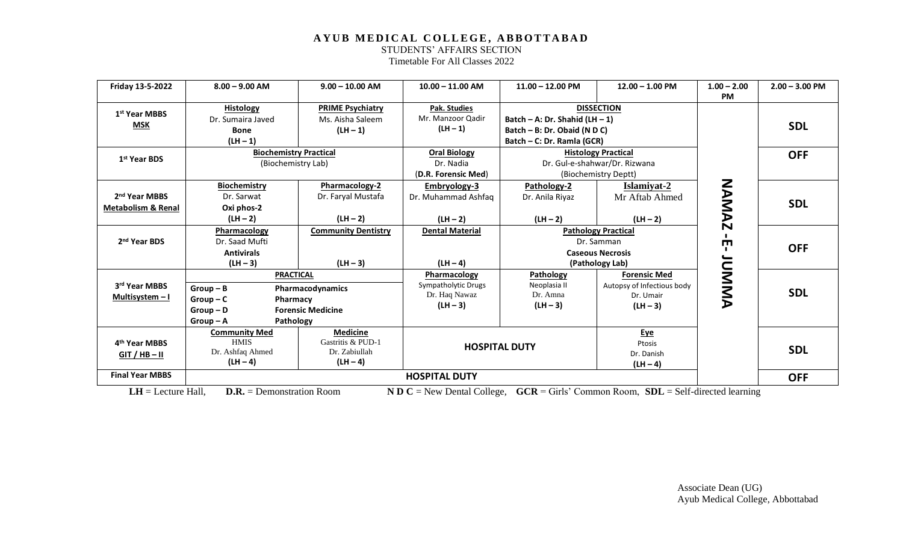**AYUB MEDICAL COLLEGE, ABBOTTABAD**

STUDENTS' AFFAIRS SECTION

Timetable For All Classes 2022

| Friday 13-5-2022 | 8.00 – 9.00 AM | 9.00 – 10.00 AM | 10.00 – 11.00 AM | 11.00 – 12.00 PM | 12.00 – 1.00 PM | 1.00 – 2.00 PM | 2.00 – 3.00 PM |
|---|---|---|---|---|---|---|---|
| 1st Year MBBS **MSK** | **Histology** Dr. Sumaira Javed **Bone** (LH – 1) | **PRIME Psychiatry** Ms. Aisha Saleem (LH – 1) | **Pak. Studies** Mr. Manzoor Qadir (LH – 1) | **DISSECTION** Batch – A: Dr. Shahid (LH – 1) Batch – B: Obaid (N D C) Batch – C: Dr. Ramla (GCR) | | NAMAZ-E- JUMMA | **SDL** |
| 1st Year BDS | **Biochemistry Practical** (Biochemistry Lab) | | **Oral Biology** Dr. Nadia (**D.R. Forensic Med**) | **Histology Practical** Dr. Gul-e-shahwar/Dr. Rizwana (Biochemistry Deptt) | | | **OFF** |
| 2nd Year MBBS **Metabolism & Renal** | **Biochemistry** Dr. Sarwat **Oxi phos-2** (LH – 2) | **Pharmacology-2** Dr. Faryal Mustafa (LH – 2) | **Embryology-3** Dr. Muhammad Ashfaq (LH – 2) | **Pathology-2** Dr. Anila Riyaz (LH – 2) | **Islamiyat-2** Mr Aftab Ahmed (LH – 2) | | **SDL** |
| 2nd Year BDS | **Pharmacology** Dr. Saad Mufti **Antivirals** (LH – 3) | **Community Dentistry** (LH – 3) | **Dental Material** (LH – 4) | **Pathology Practical** Dr. Samman **Caseous Necrosis** (Pathology Lab) | | | **OFF** |
| 3rd Year MBBS **Multisystem – I** | **PRACTICAL** Group – B: Pharmacodynamics; Group – C: Pharmacy; Group – D: Forensic Medicine; Group – A: Pathology | | **Pharmacology** Sympatholytic Drugs Dr. Haq Nawaz (LH – 3) | **Pathology** Neoplasia II Dr. Amna (LH – 3) | **Forensic Med** Autopsy of Infectious body Dr. Umair (LH – 3) | | **SDL** |
| 4th Year MBBS **GIT / HB – II** | **Community Med** HMIS Dr. Ashfaq Ahmed (LH – 4) | **Medicine** Gastritis & PUD-1 Dr. Zabiullah (LH – 4) | **HOSPITAL DUTY** | | **Eye** Ptosis Dr. Danish (LH – 4) | | **SDL** |
| Final Year MBBS | **HOSPITAL DUTY** | | | | | | **OFF** |

**LH** = Lecture Hall, **D.R.** = Demonstration Room **N D C** = New Dental College, **GCR** = Girls' Common Room, **SDL** = Self-directed learning

Associate Dean (UG)
Ayub Medical College, Abbottabad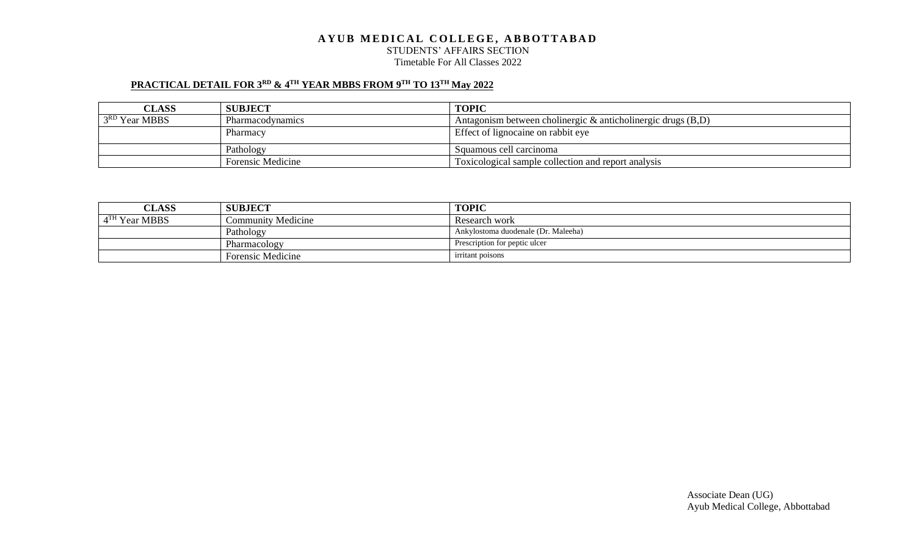**AYUB MEDICAL COLLEGE, ABBOTTABAD**

STUDENTS' AFFAIRS SECTION

Timetable For All Classes 2022

**PRACTICAL DETAIL FOR 3RD & 4TH YEAR MBBS FROM 9TH TO 13TH May 2022**

| CLASS | SUBJECT | TOPIC |
|---|---|---|
| 3RD Year MBBS | Pharmacodynamics | Antagonism between cholinergic & anticholinergic drugs (B,D) |
| | Pharmacy | Effect of lignocaine on rabbit eye |
| | Pathology | Squamous cell carcinoma |
| | Forensic Medicine | Toxicological sample collection and report analysis |

| CLASS | SUBJECT | TOPIC |
|---|---|---|
| 4TH Year MBBS | Community Medicine | Research work |
| | Pathology | Ankylostoma duodenale (Dr. Maleeha) |
| | Pharmacology | Prescription for peptic ulcer |
| | Forensic Medicine | irritant poisons |

Associate Dean (UG)
Ayub Medical College, Abbottabad